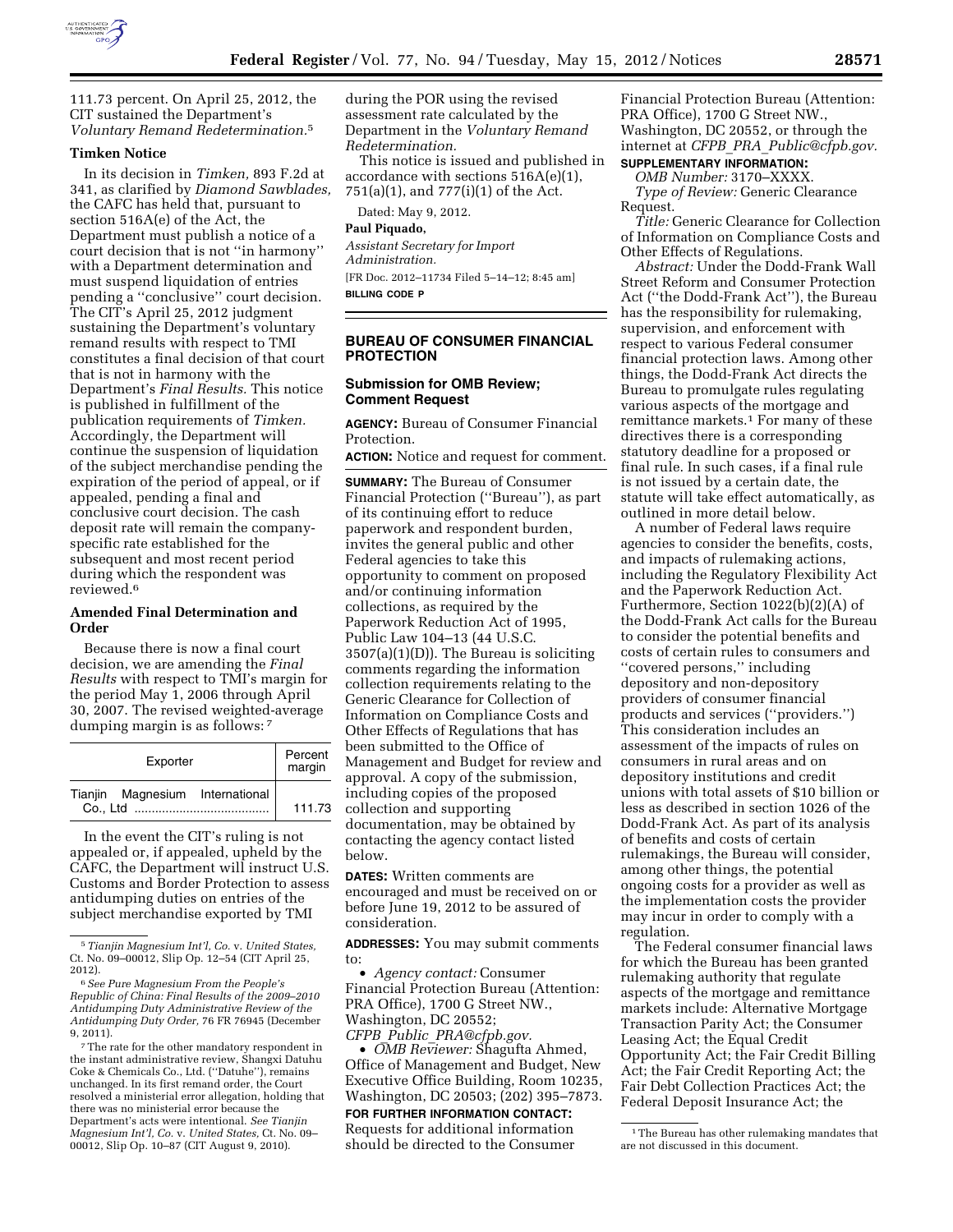111.73 percent. On April 25, 2012, the CIT sustained the Department's *Voluntary Remand Redetermination.*[5]

**Timken Notice**

In its decision in *Timken,* 893 F.2d at 341, as clarified by *Diamond Sawblades,* the CAFC has held that, pursuant to section 516A(e) of the Act, the Department must publish a notice of a court decision that is not ''in harmony'' with a Department determination and must suspend liquidation of entries pending a ''conclusive'' court decision. The CIT's April 25, 2012 judgment sustaining the Department's voluntary remand results with respect to TMI constitutes a final decision of that court that is not in harmony with the Department's *Final Results.* This notice is published in fulfillment of the publication requirements of *Timken.* Accordingly, the Department will continue the suspension of liquidation of the subject merchandise pending the expiration of the period of appeal, or if appealed, pending a final and conclusive court decision. The cash deposit rate will remain the company-specific rate established for the subsequent and most recent period during which the respondent was reviewed.[6]

**Amended Final Determination and Order**

Because there is now a final court decision, we are amending the *Final Results* with respect to TMI's margin for the period May 1, 2006 through April 30, 2007. The revised weighted-average dumping margin is as follows:[7]

| Exporter | Percent margin |
|---|---|
| Tianjin Magnesium International Co., Ltd | 111.73 |

In the event the CIT's ruling is not appealed or, if appealed, upheld by the CAFC, the Department will instruct U.S. Customs and Border Protection to assess antidumping duties on entries of the subject merchandise exported by TMI during the POR using the revised assessment rate calculated by the Department in the *Voluntary Remand Redetermination.*

This notice is issued and published in accordance with sections 516A(e)(1), 751(a)(1), and 777(i)(1) of the Act.

Dated: May 9, 2012.

**Paul Piquado,**

*Assistant Secretary for Import Administration.*

[FR Doc. 2012–11734 Filed 5–14–12; 8:45 am]

**BILLING CODE P**

---

[5] *Tianjin Magnesium Int'l, Co.* v. *United States,* Ct. No. 09–00012, Slip Op. 12–54 (CIT April 25, 2012).

[6] *See Pure Magnesium From the People's Republic of China: Final Results of the 2009–2010 Antidumping Duty Administrative Review of the Antidumping Duty Order,* 76 FR 76945 (December 9, 2011).

[7] The rate for the other mandatory respondent in the instant administrative review, Shangxi Datuhu Coke & Chemicals Co., Ltd. (''Datuhe''), remains unchanged. In its first remand order, the Court resolved a ministerial error allegation, holding that there was no ministerial error because the Department's acts were intentional. *See Tianjin Magnesium Int'l, Co.* v. *United States,* Ct. No. 09–00012, Slip Op. 10–87 (CIT August 9, 2010).

---

## BUREAU OF CONSUMER FINANCIAL PROTECTION

### Submission for OMB Review; Comment Request

**AGENCY:** Bureau of Consumer Financial Protection.

**ACTION:** Notice and request for comment.

**SUMMARY:** The Bureau of Consumer Financial Protection (''Bureau''), as part of its continuing effort to reduce paperwork and respondent burden, invites the general public and other Federal agencies to take this opportunity to comment on proposed and/or continuing information collections, as required by the Paperwork Reduction Act of 1995, Public Law 104–13 (44 U.S.C. 3507(a)(1)(D)). The Bureau is soliciting comments regarding the information collection requirements relating to the Generic Clearance for Collection of Information on Compliance Costs and Other Effects of Regulations that has been submitted to the Office of Management and Budget for review and approval. A copy of the submission, including copies of the proposed collection and supporting documentation, may be obtained by contacting the agency contact listed below.

**DATES:** Written comments are encouraged and must be received on or before June 19, 2012 to be assured of consideration.

**ADDRESSES:** You may submit comments to:

- *Agency contact:* Consumer Financial Protection Bureau (Attention: PRA Office), 1700 G Street NW., Washington, DC 20552; *CFPB_Public_PRA@cfpb.gov.*
- *OMB Reviewer:* Shagufta Ahmed, Office of Management and Budget, New Executive Office Building, Room 10235, Washington, DC 20503; (202) 395–7873.

**FOR FURTHER INFORMATION CONTACT:** Requests for additional information should be directed to the Consumer Financial Protection Bureau (Attention: PRA Office), 1700 G Street NW., Washington, DC 20552, or through the internet at *CFPB_PRA_Public@cfpb.gov.*

**SUPPLEMENTARY INFORMATION:**

*OMB Number:* 3170–XXXX.

*Type of Review:* Generic Clearance Request.

*Title:* Generic Clearance for Collection of Information on Compliance Costs and Other Effects of Regulations.

*Abstract:* Under the Dodd-Frank Wall Street Reform and Consumer Protection Act (''the Dodd-Frank Act''), the Bureau has the responsibility for rulemaking, supervision, and enforcement with respect to various Federal consumer financial protection laws. Among other things, the Dodd-Frank Act directs the Bureau to promulgate rules regulating various aspects of the mortgage and remittance markets.[1] For many of these directives there is a corresponding statutory deadline for a proposed or final rule. In such cases, if a final rule is not issued by a certain date, the statute will take effect automatically, as outlined in more detail below.

A number of Federal laws require agencies to consider the benefits, costs, and impacts of rulemaking actions, including the Regulatory Flexibility Act and the Paperwork Reduction Act. Furthermore, Section 1022(b)(2)(A) of the Dodd-Frank Act calls for the Bureau to consider the potential benefits and costs of certain rules to consumers and ''covered persons,'' including depository and non-depository providers of consumer financial products and services (''providers.'') This consideration includes an assessment of the impacts of rules on consumers in rural areas and on depository institutions and credit unions with total assets of $10 billion or less as described in section 1026 of the Dodd-Frank Act. As part of its analysis of benefits and costs of certain rulemakings, the Bureau will consider, among other things, the potential ongoing costs for a provider as well as the implementation costs the provider may incur in order to comply with a regulation.

The Federal consumer financial laws for which the Bureau has been granted rulemaking authority that regulate aspects of the mortgage and remittance markets include: Alternative Mortgage Transaction Parity Act; the Consumer Leasing Act; the Equal Credit Opportunity Act; the Fair Credit Billing Act; the Fair Credit Reporting Act; the Fair Debt Collection Practices Act; the Federal Deposit Insurance Act; the

---

[1] The Bureau has other rulemaking mandates that are not discussed in this document.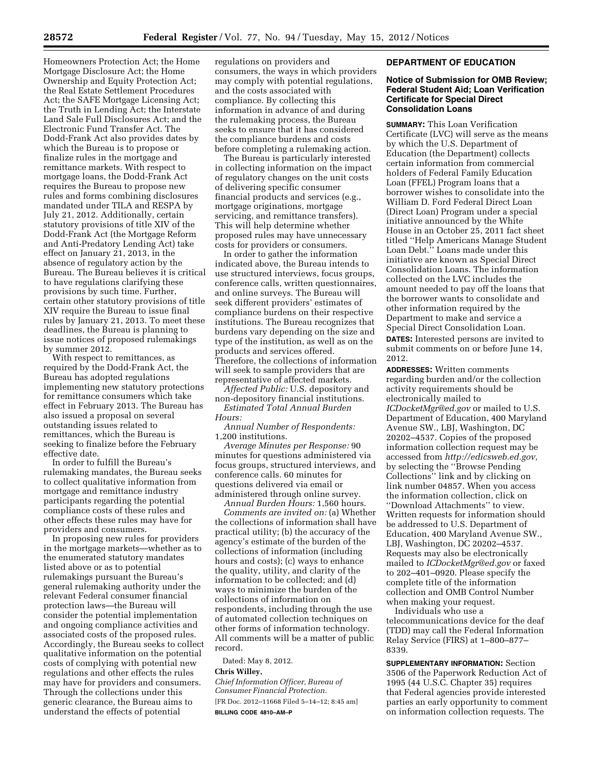Homeowners Protection Act; the Home Mortgage Disclosure Act; the Home Ownership and Equity Protection Act; the Real Estate Settlement Procedures Act; the SAFE Mortgage Licensing Act; the Truth in Lending Act; the Interstate Land Sale Full Disclosures Act; and the Electronic Fund Transfer Act. The Dodd-Frank Act also provides dates by which the Bureau is to propose or finalize rules in the mortgage and remittance markets. With respect to mortgage loans, the Dodd-Frank Act requires the Bureau to propose new rules and forms combining disclosures mandated under TILA and RESPA by July 21, 2012. Additionally, certain statutory provisions of title XIV of the Dodd-Frank Act (the Mortgage Reform and Anti-Predatory Lending Act) take effect on January 21, 2013, in the absence of regulatory action by the Bureau. The Bureau believes it is critical to have regulations clarifying these provisions by such time. Further, certain other statutory provisions of title XIV require the Bureau to issue final rules by January 21, 2013. To meet these deadlines, the Bureau is planning to issue notices of proposed rulemakings by summer 2012.

With respect to remittances, as required by the Dodd-Frank Act, the Bureau has adopted regulations implementing new statutory protections for remittance consumers which take effect in February 2013. The Bureau has also issued a proposal on several outstanding issues related to remittances, which the Bureau is seeking to finalize before the February effective date.

In order to fulfill the Bureau's rulemaking mandates, the Bureau seeks to collect qualitative information from mortgage and remittance industry participants regarding the potential compliance costs of these rules and other effects these rules may have for providers and consumers.

In proposing new rules for providers in the mortgage markets—whether as to the enumerated statutory mandates listed above or as to potential rulemakings pursuant the Bureau's general rulemaking authority under the relevant Federal consumer financial protection laws—the Bureau will consider the potential implementation and ongoing compliance activities and associated costs of the proposed rules. Accordingly, the Bureau seeks to collect qualitative information on the potential costs of complying with potential new regulations and other effects the rules may have for providers and consumers. Through the collections under this generic clearance, the Bureau aims to understand the effects of potential regulations on providers and consumers, the ways in which providers may comply with potential regulations, and the costs associated with compliance. By collecting this information in advance of and during the rulemaking process, the Bureau seeks to ensure that it has considered the compliance burdens and costs before completing a rulemaking action.

The Bureau is particularly interested in collecting information on the impact of regulatory changes on the unit costs of delivering specific consumer financial products and services (e.g., mortgage originations, mortgage servicing, and remittance transfers). This will help determine whether proposed rules may have unnecessary costs for providers or consumers.

In order to gather the information indicated above, the Bureau intends to use structured interviews, focus groups, conference calls, written questionnaires, and online surveys. The Bureau will seek different providers' estimates of compliance burdens on their respective institutions. The Bureau recognizes that burdens vary depending on the size and type of the institution, as well as on the products and services offered. Therefore, the collections of information will seek to sample providers that are representative of affected markets.

*Affected Public:* U.S. depository and non-depository financial institutions.

*Estimated Total Annual Burden Hours:*

*Annual Number of Respondents:* 1,200 institutions.

*Average Minutes per Response:* 90 minutes for questions administered via focus groups, structured interviews, and conference calls. 60 minutes for questions delivered via email or administered through online survey.

*Annual Burden Hours:* 1,560 hours.

*Comments are invited on:* (a) Whether the collections of information shall have practical utility; (b) the accuracy of the agency's estimate of the burden of the collections of information (including hours and costs); (c) ways to enhance the quality, utility, and clarity of the information to be collected; and (d) ways to minimize the burden of the collections of information on respondents, including through the use of automated collection techniques on other forms of information technology. All comments will be a matter of public record.

Dated: May 8, 2012.

**Chris Willey,**

*Chief Information Officer, Bureau of Consumer Financial Protection.*

[FR Doc. 2012–11668 Filed 5–14–12; 8:45 am]

**BILLING CODE 4810–AM–P**

## DEPARTMENT OF EDUCATION

### Notice of Submission for OMB Review; Federal Student Aid; Loan Verification Certificate for Special Direct Consolidation Loans

**SUMMARY:** This Loan Verification Certificate (LVC) will serve as the means by which the U.S. Department of Education (the Department) collects certain information from commercial holders of Federal Family Education Loan (FFEL) Program loans that a borrower wishes to consolidate into the William D. Ford Federal Direct Loan (Direct Loan) Program under a special initiative announced by the White House in an October 25, 2011 fact sheet titled ''Help Americans Manage Student Loan Debt.'' Loans made under this initiative are known as Special Direct Consolidation Loans. The information collected on the LVC includes the amount needed to pay off the loans that the borrower wants to consolidate and other information required by the Department to make and service a Special Direct Consolidation Loan.

**DATES:** Interested persons are invited to submit comments on or before June 14, 2012.

**ADDRESSES:** Written comments regarding burden and/or the collection activity requirements should be electronically mailed to *ICDocketMgr@ed.gov* or mailed to U.S. Department of Education, 400 Maryland Avenue SW., LBJ, Washington, DC 20202–4537. Copies of the proposed information collection request may be accessed from *http://edicsweb.ed.gov,* by selecting the ''Browse Pending Collections'' link and by clicking on link number 04857. When you access the information collection, click on ''Download Attachments'' to view. Written requests for information should be addressed to U.S. Department of Education, 400 Maryland Avenue SW., LBJ, Washington, DC 20202–4537. Requests may also be electronically mailed to *ICDocketMgr@ed.gov* or faxed to 202–401–0920. Please specify the complete title of the information collection and OMB Control Number when making your request.

Individuals who use a telecommunications device for the deaf (TDD) may call the Federal Information Relay Service (FIRS) at 1–800–877–8339.

**SUPPLEMENTARY INFORMATION:** Section 3506 of the Paperwork Reduction Act of 1995 (44 U.S.C. Chapter 35) requires that Federal agencies provide interested parties an early opportunity to comment on information collection requests. The